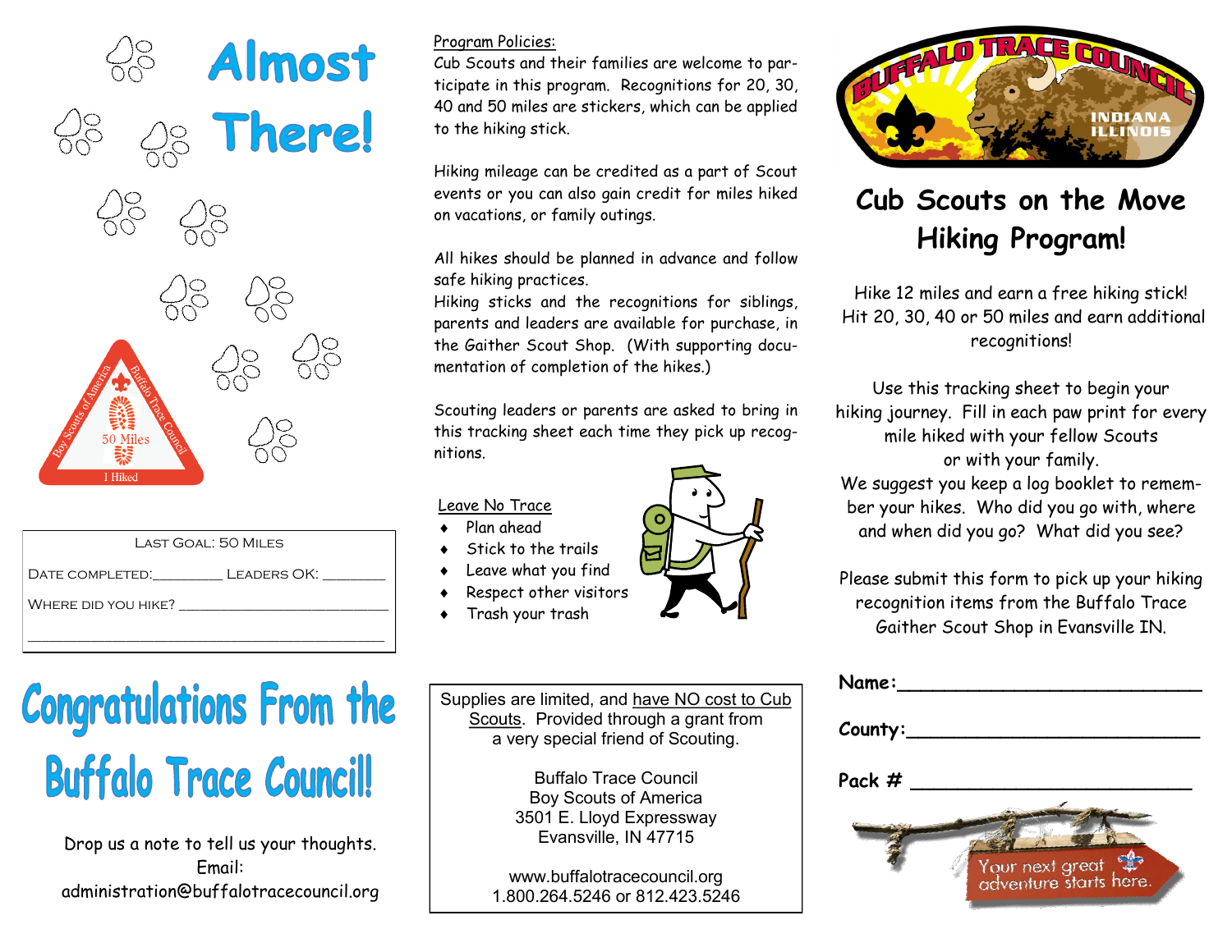# Almost There!

Boy Scouts of America — Buffalo Trace Council — 50 Miles — I Hiked

LAST GOAL: 50 MILES

DATE COMPLETED:________ LEADERS OK: ________

WHERE DID YOU HIKE? ________________________

________________________________________

# Congratulations From the Buffalo Trace Council!

Drop us a note to tell us your thoughts.
Email:
administration@buffalotracecouncil.org

Program Policies:

Cub Scouts and their families are welcome to participate in this program. Recognitions for 20, 30, 40 and 50 miles are stickers, which can be applied to the hiking stick.

Hiking mileage can be credited as a part of Scout events or you can also gain credit for miles hiked on vacations, or family outings.

All hikes should be planned in advance and follow safe hiking practices.
Hiking sticks and the recognitions for siblings, parents and leaders are available for purchase, in the Gaither Scout Shop. (With supporting documentation of completion of the hikes.)

Scouting leaders or parents are asked to bring in this tracking sheet each time they pick up recognitions.

Leave No Trace

- Plan ahead
- Stick to the trails
- Leave what you find
- Respect other visitors
- Trash your trash

Supplies are limited, and have NO cost to Cub Scouts. Provided through a grant from a very special friend of Scouting.

Buffalo Trace Council
Boy Scouts of America
3501 E. Lloyd Expressway
Evansville, IN 47715

www.buffalotracecouncil.org
1.800.264.5246 or 812.423.5246

BUFFALO TRACE COUNCIL — INDIANA ILLINOIS

# Cub Scouts on the Move Hiking Program!

Hike 12 miles and earn a free hiking stick!
Hit 20, 30, 40 or 50 miles and earn additional recognitions!

Use this tracking sheet to begin your hiking journey. Fill in each paw print for every mile hiked with your fellow Scouts or with your family.
We suggest you keep a log booklet to remember your hikes. Who did you go with, where and when did you go? What did you see?

Please submit this form to pick up your hiking recognition items from the Buffalo Trace Gaither Scout Shop in Evansville IN.

**Name:**___________________________

**County:**__________________________

**Pack #** __________________________

Your next great adventure starts here.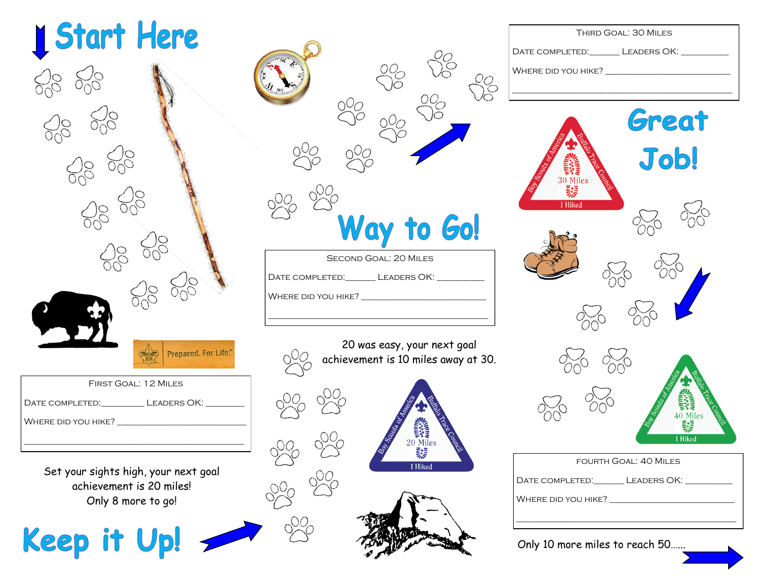# Start Here

Prepared. For Life.

FIRST GOAL: 12 MILES

DATE COMPLETED:________ LEADERS OK: ________

WHERE DID YOU HIKE? ______________________________

______________________________________________

Set your sights high, your next goal achievement is 20 miles! Only 8 more to go!

# Keep it Up!

# Way to Go!

SECOND GOAL: 20 MILES

DATE COMPLETED:______ LEADERS OK: _________

WHERE DID YOU HIKE? ___________________________

______________________________________________

20 was easy, your next goal achievement is 10 miles away at 30.

Boy Scouts of America Buffalo Trace Council 20 Miles I Hiked

THIRD GOAL: 30 MILES

DATE COMPLETED:______ LEADERS OK: _________

WHERE DID YOU HIKE? ___________________________

______________________________________________

Boy Scouts of America Buffalo Trace Council 30 Miles I Hiked

# Great Job!

Boy Scouts of America Buffalo Trace Council 40 Miles I Hiked

FOURTH GOAL: 40 MILES

DATE COMPLETED:______ LEADERS OK: _________

WHERE DID YOU HIKE? ___________________________

______________________________________________

Only 10 more miles to reach 50......